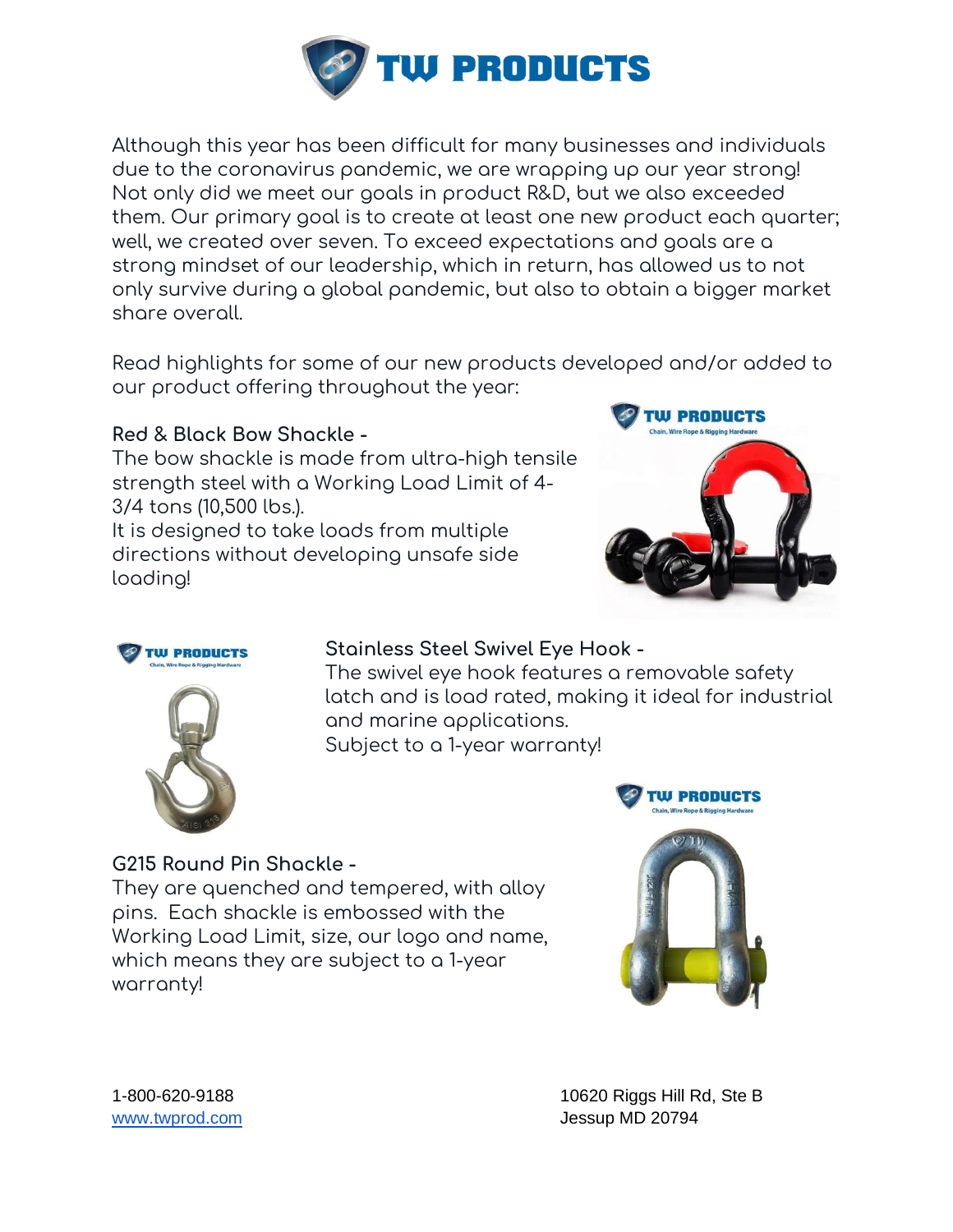# TW PRODUCTS

Although this year has been difficult for many businesses and individuals due to the coronavirus pandemic, we are wrapping up our year strong! Not only did we meet our goals in product R&D, but we also exceeded them. Our primary goal is to create at least one new product each quarter; well, we created over seven. To exceed expectations and goals are a strong mindset of our leadership, which in return, has allowed us to not only survive during a global pandemic, but also to obtain a bigger market share overall.

Read highlights for some of our new products developed and/or added to our product offering throughout the year:

**Red & Black Bow Shackle -**
The bow shackle is made from ultra-high tensile strength steel with a Working Load Limit of 4-3/4 tons (10,500 lbs.).
It is designed to take loads from multiple directions without developing unsafe side loading!

**Stainless Steel Swivel Eye Hook -**
The swivel eye hook features a removable safety latch and is load rated, making it ideal for industrial and marine applications.
Subject to a 1-year warranty!

**G215 Round Pin Shackle -**
They are quenched and tempered, with alloy pins. Each shackle is embossed with the Working Load Limit, size, our logo and name, which means they are subject to a 1-year warranty!

1-800-620-9188
www.twprod.com

10620 Riggs Hill Rd, Ste B
Jessup MD 20794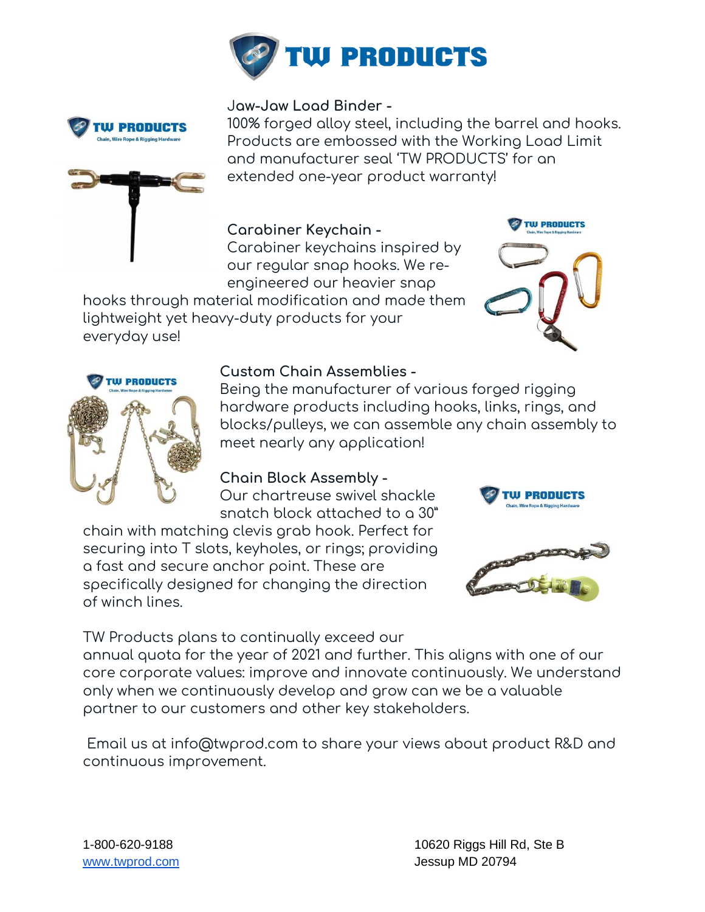# TW PRODUCTS

**Jaw-Jaw Load Binder -**
100% forged alloy steel, including the barrel and hooks. Products are embossed with the Working Load Limit and manufacturer seal 'TW PRODUCTS' for an extended one-year product warranty!

**Carabiner Keychain -**
Carabiner keychains inspired by our regular snap hooks. We re-engineered our heavier snap hooks through material modification and made them lightweight yet heavy-duty products for your everyday use!

**Custom Chain Assemblies -**
Being the manufacturer of various forged rigging hardware products including hooks, links, rings, and blocks/pulleys, we can assemble any chain assembly to meet nearly any application!

**Chain Block Assembly -**
Our chartreuse swivel shackle snatch block attached to a 30" chain with matching clevis grab hook. Perfect for securing into T slots, keyholes, or rings; providing a fast and secure anchor point. These are specifically designed for changing the direction of winch lines.

TW Products plans to continually exceed our annual quota for the year of 2021 and further. This aligns with one of our core corporate values: improve and innovate continuously. We understand only when we continuously develop and grow can we be a valuable partner to our customers and other key stakeholders.

Email us at info@twprod.com to share your views about product R&D and continuous improvement.

1-800-620-9188
www.twprod.com

10620 Riggs Hill Rd, Ste B
Jessup MD 20794